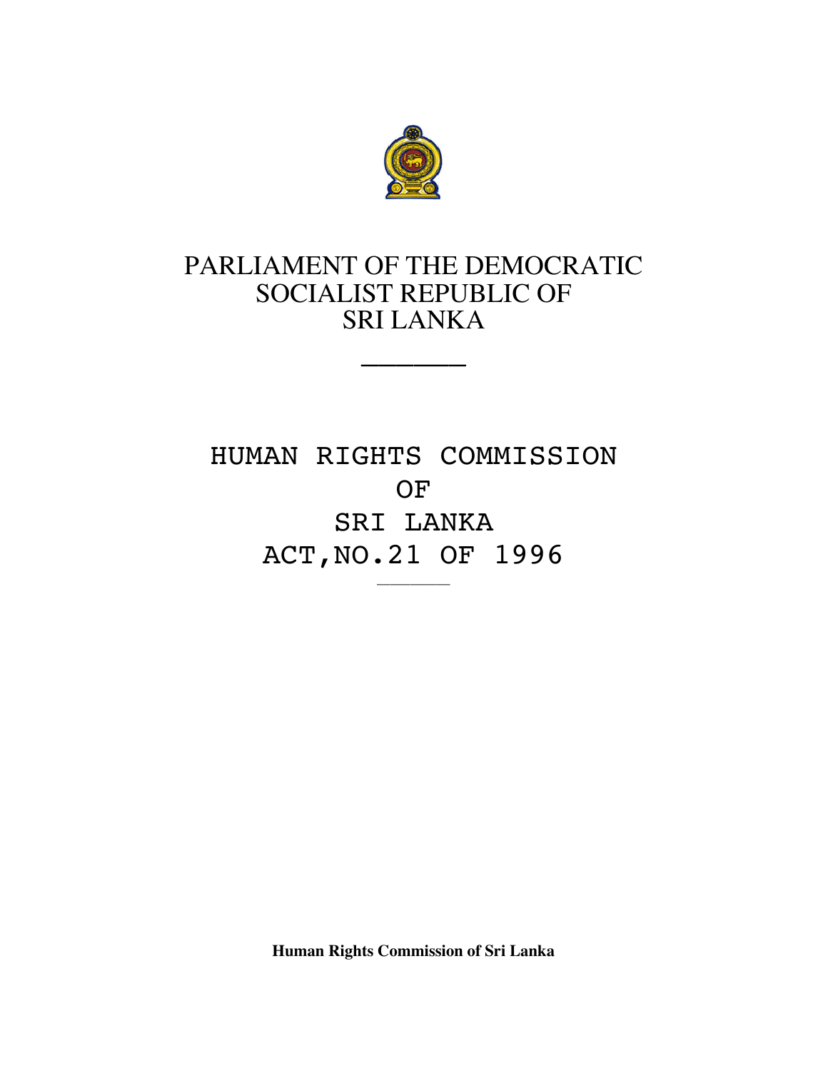# PARLIAMENT OF THE DEMOCRATIC SOCIALIST REPUBLIC OF SRI LANKA

---

# HUMAN RIGHTS COMMISSION OF SRI LANKA ACT,NO.21 OF 1996

---

**Human Rights Commission of Sri Lanka**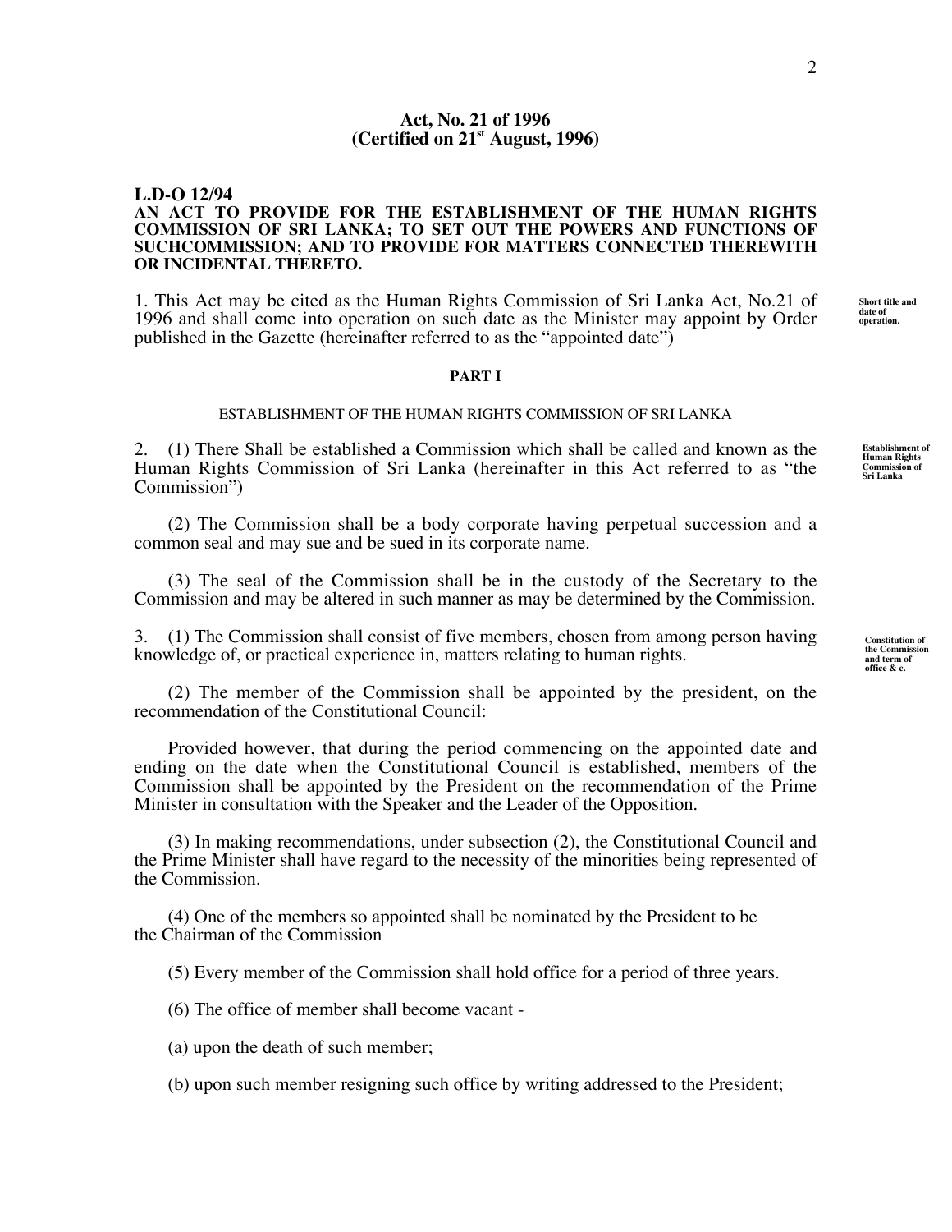**Act, No. 21 of 1996**
**(Certified on 21st August, 1996)**

**L.D-O 12/94**

**AN ACT TO PROVIDE FOR THE ESTABLISHMENT OF THE HUMAN RIGHTS COMMISSION OF SRI LANKA; TO SET OUT THE POWERS AND FUNCTIONS OF SUCHCOMMISSION; AND TO PROVIDE FOR MATTERS CONNECTED THEREWITH OR INCIDENTAL THERETO.**

**Short title and date of operation.**

1. This Act may be cited as the Human Rights Commission of Sri Lanka Act, No.21 of 1996 and shall come into operation on such date as the Minister may appoint by Order published in the Gazette (hereinafter referred to as the "appointed date")

## PART I

### ESTABLISHMENT OF THE HUMAN RIGHTS COMMISSION OF SRI LANKA

**Establishment of Human Rights Commission of Sri Lanka**

2. (1) There Shall be established a Commission which shall be called and known as the Human Rights Commission of Sri Lanka (hereinafter in this Act referred to as "the Commission")

(2) The Commission shall be a body corporate having perpetual succession and a common seal and may sue and be sued in its corporate name.

(3) The seal of the Commission shall be in the custody of the Secretary to the Commission and may be altered in such manner as may be determined by the Commission.

**Constitution of the Commission and term of office & c.**

3. (1) The Commission shall consist of five members, chosen from among person having knowledge of, or practical experience in, matters relating to human rights.

(2) The member of the Commission shall be appointed by the president, on the recommendation of the Constitutional Council:

Provided however, that during the period commencing on the appointed date and ending on the date when the Constitutional Council is established, members of the Commission shall be appointed by the President on the recommendation of the Prime Minister in consultation with the Speaker and the Leader of the Opposition.

(3) In making recommendations, under subsection (2), the Constitutional Council and the Prime Minister shall have regard to the necessity of the minorities being represented of the Commission.

(4) One of the members so appointed shall be nominated by the President to be the Chairman of the Commission

(5) Every member of the Commission shall hold office for a period of three years.

(6) The office of member shall become vacant -

(a) upon the death of such member;

(b) upon such member resigning such office by writing addressed to the President;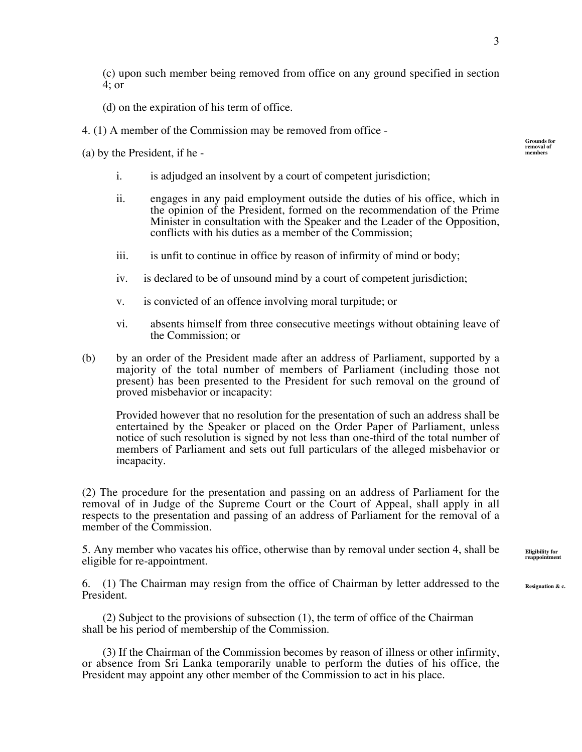(c) upon such member being removed from office on any ground specified in section 4; or

(d) on the expiration of his term of office.

4. (1) A member of the Commission may be removed from office -

**Grounds for removal of members**

(a) by the President, if he -

i. is adjudged an insolvent by a court of competent jurisdiction;

ii. engages in any paid employment outside the duties of his office, which in the opinion of the President, formed on the recommendation of the Prime Minister in consultation with the Speaker and the Leader of the Opposition, conflicts with his duties as a member of the Commission;

iii. is unfit to continue in office by reason of infirmity of mind or body;

iv. is declared to be of unsound mind by a court of competent jurisdiction;

v. is convicted of an offence involving moral turpitude; or

vi. absents himself from three consecutive meetings without obtaining leave of the Commission; or

(b) by an order of the President made after an address of Parliament, supported by a majority of the total number of members of Parliament (including those not present) has been presented to the President for such removal on the ground of proved misbehavior or incapacity:

Provided however that no resolution for the presentation of such an address shall be entertained by the Speaker or placed on the Order Paper of Parliament, unless notice of such resolution is signed by not less than one-third of the total number of members of Parliament and sets out full particulars of the alleged misbehavior or incapacity.

(2) The procedure for the presentation and passing on an address of Parliament for the removal of in Judge of the Supreme Court or the Court of Appeal, shall apply in all respects to the presentation and passing of an address of Parliament for the removal of a member of the Commission.

**Eligibility for reappointment**

5. Any member who vacates his office, otherwise than by removal under section 4, shall be eligible for re-appointment.

**Resignation & c.**

6. (1) The Chairman may resign from the office of Chairman by letter addressed to the President.

(2) Subject to the provisions of subsection (1), the term of office of the Chairman shall be his period of membership of the Commission.

(3) If the Chairman of the Commission becomes by reason of illness or other infirmity, or absence from Sri Lanka temporarily unable to perform the duties of his office, the President may appoint any other member of the Commission to act in his place.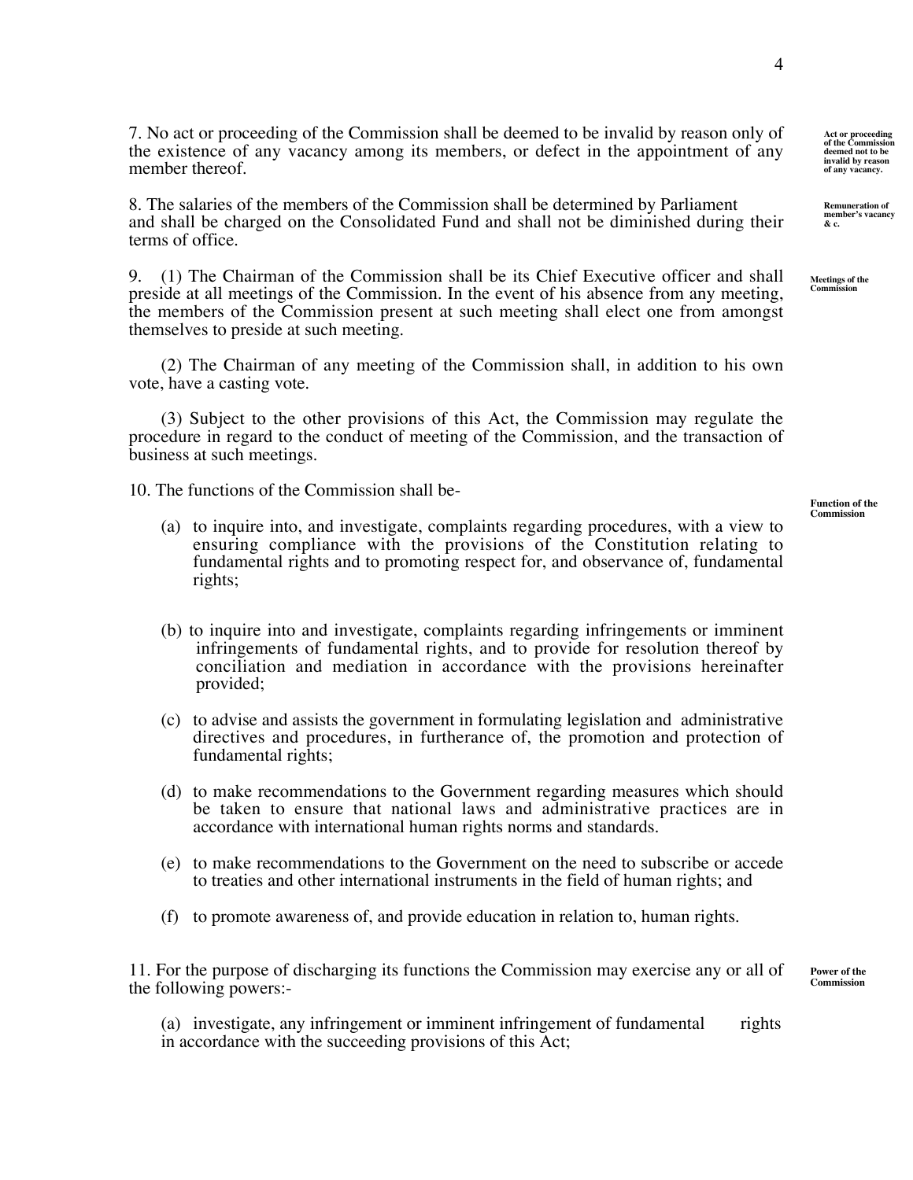7. No act or proceeding of the Commission shall be deemed to be invalid by reason only of the existence of any vacancy among its members, or defect in the appointment of any member thereof.

**Act or proceeding of the Commission deemed not to be invalid by reason of any vacancy.**

8. The salaries of the members of the Commission shall be determined by Parliament and shall be charged on the Consolidated Fund and shall not be diminished during their terms of office.

**Remuneration of member's vacancy & c.**

9. (1) The Chairman of the Commission shall be its Chief Executive officer and shall preside at all meetings of the Commission. In the event of his absence from any meeting, the members of the Commission present at such meeting shall elect one from amongst themselves to preside at such meeting.

**Meetings of the Commission**

(2) The Chairman of any meeting of the Commission shall, in addition to his own vote, have a casting vote.

(3) Subject to the other provisions of this Act, the Commission may regulate the procedure in regard to the conduct of meeting of the Commission, and the transaction of business at such meetings.

10. The functions of the Commission shall be-

**Function of the Commission**

(a) to inquire into, and investigate, complaints regarding procedures, with a view to ensuring compliance with the provisions of the Constitution relating to fundamental rights and to promoting respect for, and observance of, fundamental rights;

(b) to inquire into and investigate, complaints regarding infringements or imminent infringements of fundamental rights, and to provide for resolution thereof by conciliation and mediation in accordance with the provisions hereinafter provided;

(c) to advise and assists the government in formulating legislation and administrative directives and procedures, in furtherance of, the promotion and protection of fundamental rights;

(d) to make recommendations to the Government regarding measures which should be taken to ensure that national laws and administrative practices are in accordance with international human rights norms and standards.

(e) to make recommendations to the Government on the need to subscribe or accede to treaties and other international instruments in the field of human rights; and

(f) to promote awareness of, and provide education in relation to, human rights.

11. For the purpose of discharging its functions the Commission may exercise any or all of the following powers:-

**Power of the Commission**

(a) investigate, any infringement or imminent infringement of fundamental rights in accordance with the succeeding provisions of this Act;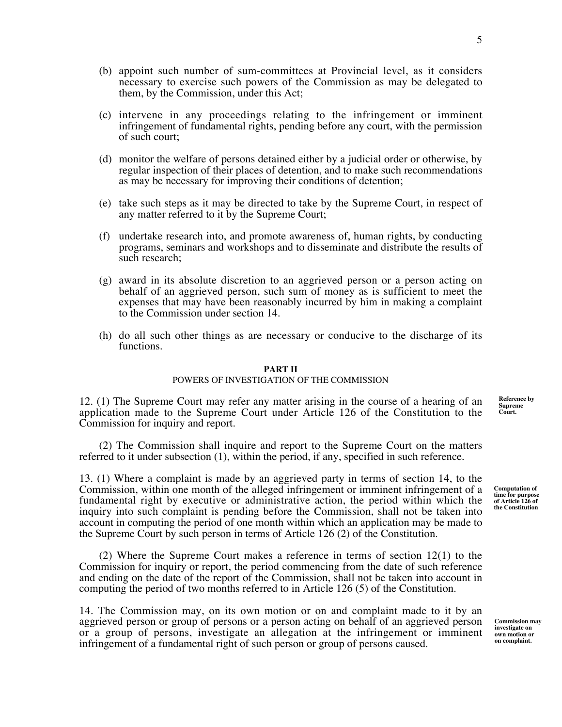(b) appoint such number of sum-committees at Provincial level, as it considers necessary to exercise such powers of the Commission as may be delegated to them, by the Commission, under this Act;

(c) intervene in any proceedings relating to the infringement or imminent infringement of fundamental rights, pending before any court, with the permission of such court;

(d) monitor the welfare of persons detained either by a judicial order or otherwise, by regular inspection of their places of detention, and to make such recommendations as may be necessary for improving their conditions of detention;

(e) take such steps as it may be directed to take by the Supreme Court, in respect of any matter referred to it by the Supreme Court;

(f) undertake research into, and promote awareness of, human rights, by conducting programs, seminars and workshops and to disseminate and distribute the results of such research;

(g) award in its absolute discretion to an aggrieved person or a person acting on behalf of an aggrieved person, such sum of money as is sufficient to meet the expenses that may have been reasonably incurred by him in making a complaint to the Commission under section 14.

(h) do all such other things as are necessary or conducive to the discharge of its functions.

## PART II
### POWERS OF INVESTIGATION OF THE COMMISSION

**Reference by Supreme Court.**

12. (1) The Supreme Court may refer any matter arising in the course of a hearing of an application made to the Supreme Court under Article 126 of the Constitution to the Commission for inquiry and report.

(2) The Commission shall inquire and report to the Supreme Court on the matters referred to it under subsection (1), within the period, if any, specified in such reference.

**Computation of time for purpose of Article 126 of the Constitution**

13. (1) Where a complaint is made by an aggrieved party in terms of section 14, to the Commission, within one month of the alleged infringement or imminent infringement of a fundamental right by executive or administrative action, the period within which the inquiry into such complaint is pending before the Commission, shall not be taken into account in computing the period of one month within which an application may be made to the Supreme Court by such person in terms of Article 126 (2) of the Constitution.

(2) Where the Supreme Court makes a reference in terms of section 12(1) to the Commission for inquiry or report, the period commencing from the date of such reference and ending on the date of the report of the Commission, shall not be taken into account in computing the period of two months referred to in Article 126 (5) of the Constitution.

**Commission may investigate on own motion or on complaint.**

14. The Commission may, on its own motion or on and complaint made to it by an aggrieved person or group of persons or a person acting on behalf of an aggrieved person or a group of persons, investigate an allegation at the infringement or imminent infringement of a fundamental right of such person or group of persons caused.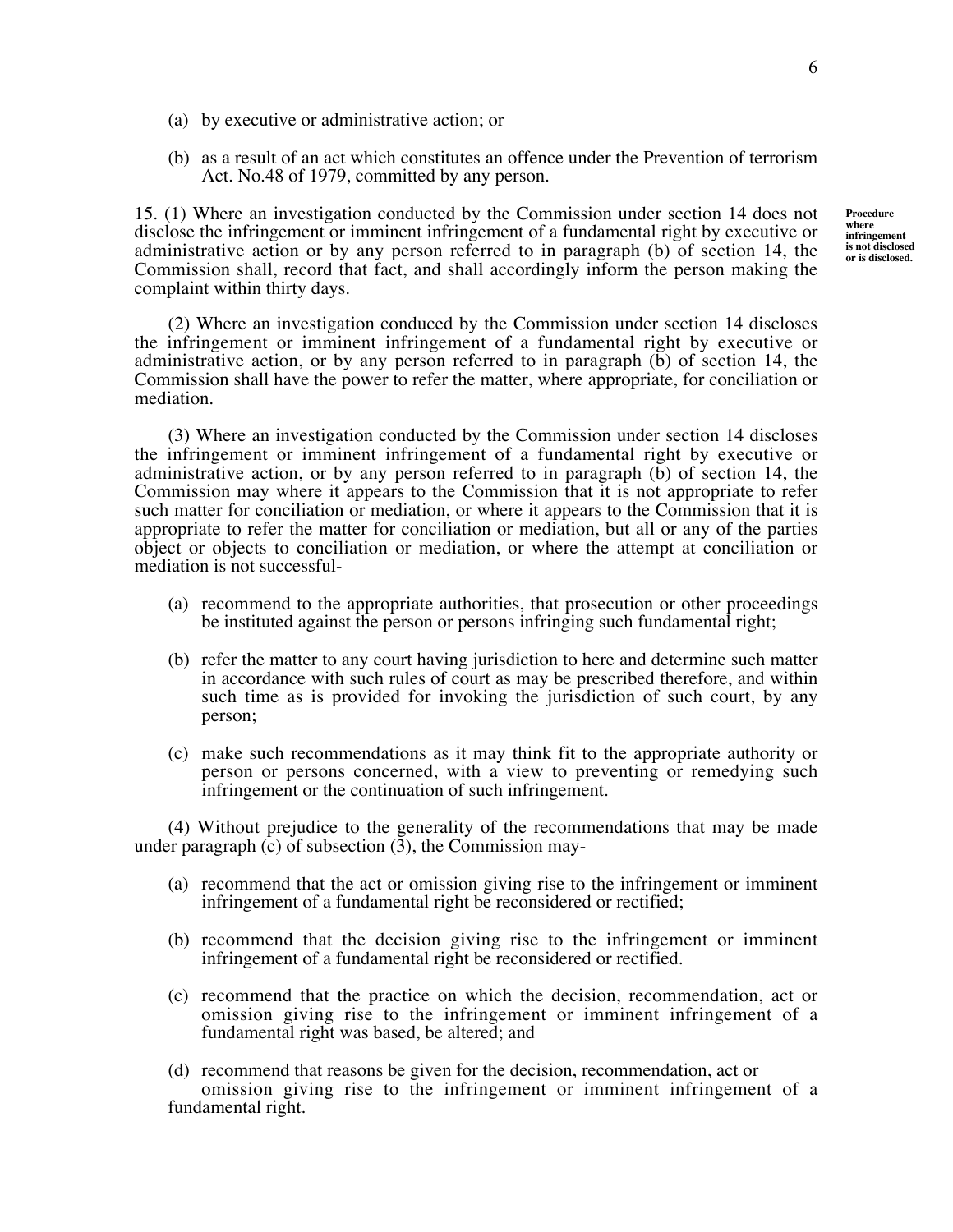(a) by executive or administrative action; or

(b) as a result of an act which constitutes an offence under the Prevention of terrorism Act. No.48 of 1979, committed by any person.

**Procedure where infringement is not disclosed or is disclosed.**

15. (1) Where an investigation conducted by the Commission under section 14 does not disclose the infringement or imminent infringement of a fundamental right by executive or administrative action or by any person referred to in paragraph (b) of section 14, the Commission shall, record that fact, and shall accordingly inform the person making the complaint within thirty days.

(2) Where an investigation conduced by the Commission under section 14 discloses the infringement or imminent infringement of a fundamental right by executive or administrative action, or by any person referred to in paragraph (b) of section 14, the Commission shall have the power to refer the matter, where appropriate, for conciliation or mediation.

(3) Where an investigation conducted by the Commission under section 14 discloses the infringement or imminent infringement of a fundamental right by executive or administrative action, or by any person referred to in paragraph (b) of section 14, the Commission may where it appears to the Commission that it is not appropriate to refer such matter for conciliation or mediation, or where it appears to the Commission that it is appropriate to refer the matter for conciliation or mediation, but all or any of the parties object or objects to conciliation or mediation, or where the attempt at conciliation or mediation is not successful-

(a) recommend to the appropriate authorities, that prosecution or other proceedings be instituted against the person or persons infringing such fundamental right;

(b) refer the matter to any court having jurisdiction to here and determine such matter in accordance with such rules of court as may be prescribed therefore, and within such time as is provided for invoking the jurisdiction of such court, by any person;

(c) make such recommendations as it may think fit to the appropriate authority or person or persons concerned, with a view to preventing or remedying such infringement or the continuation of such infringement.

(4) Without prejudice to the generality of the recommendations that may be made under paragraph (c) of subsection (3), the Commission may-

(a) recommend that the act or omission giving rise to the infringement or imminent infringement of a fundamental right be reconsidered or rectified;

(b) recommend that the decision giving rise to the infringement or imminent infringement of a fundamental right be reconsidered or rectified.

(c) recommend that the practice on which the decision, recommendation, act or omission giving rise to the infringement or imminent infringement of a fundamental right was based, be altered; and

(d) recommend that reasons be given for the decision, recommendation, act or omission giving rise to the infringement or imminent infringement of a fundamental right.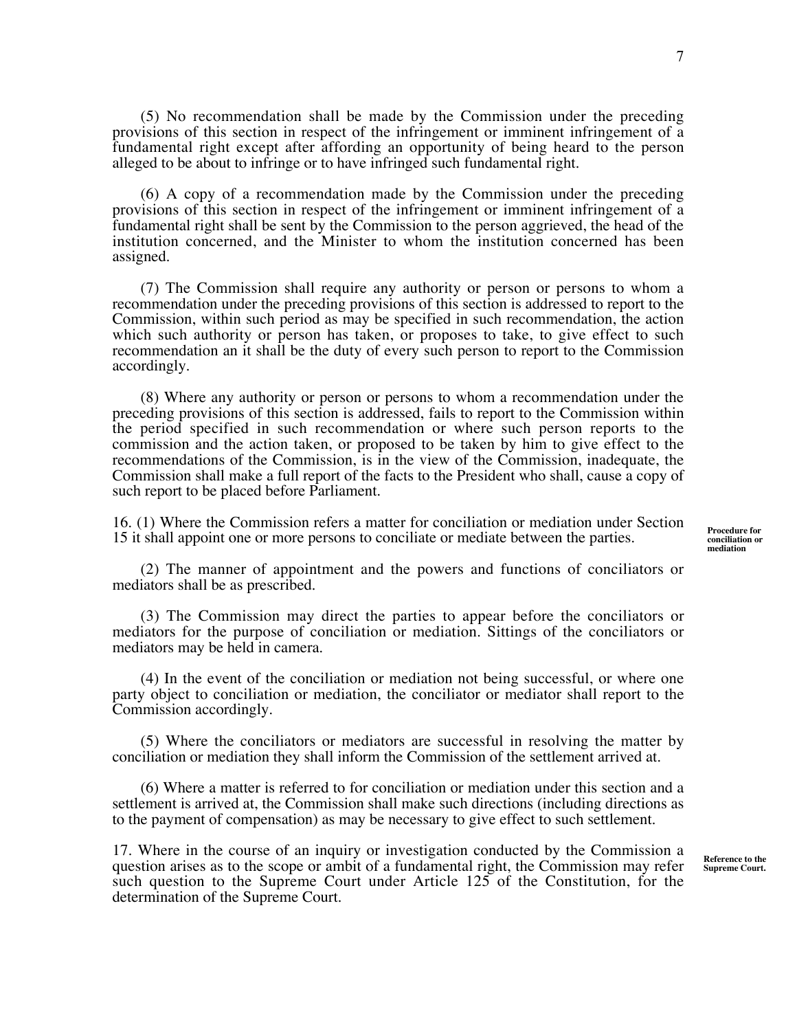(5) No recommendation shall be made by the Commission under the preceding provisions of this section in respect of the infringement or imminent infringement of a fundamental right except after affording an opportunity of being heard to the person alleged to be about to infringe or to have infringed such fundamental right.

(6) A copy of a recommendation made by the Commission under the preceding provisions of this section in respect of the infringement or imminent infringement of a fundamental right shall be sent by the Commission to the person aggrieved, the head of the institution concerned, and the Minister to whom the institution concerned has been assigned.

(7) The Commission shall require any authority or person or persons to whom a recommendation under the preceding provisions of this section is addressed to report to the Commission, within such period as may be specified in such recommendation, the action which such authority or person has taken, or proposes to take, to give effect to such recommendation an it shall be the duty of every such person to report to the Commission accordingly.

(8) Where any authority or person or persons to whom a recommendation under the preceding provisions of this section is addressed, fails to report to the Commission within the period specified in such recommendation or where such person reports to the commission and the action taken, or proposed to be taken by him to give effect to the recommendations of the Commission, is in the view of the Commission, inadequate, the Commission shall make a full report of the facts to the President who shall, cause a copy of such report to be placed before Parliament.

**Procedure for conciliation or mediation**

16. (1) Where the Commission refers a matter for conciliation or mediation under Section 15 it shall appoint one or more persons to conciliate or mediate between the parties.

(2) The manner of appointment and the powers and functions of conciliators or mediators shall be as prescribed.

(3) The Commission may direct the parties to appear before the conciliators or mediators for the purpose of conciliation or mediation. Sittings of the conciliators or mediators may be held in camera.

(4) In the event of the conciliation or mediation not being successful, or where one party object to conciliation or mediation, the conciliator or mediator shall report to the Commission accordingly.

(5) Where the conciliators or mediators are successful in resolving the matter by conciliation or mediation they shall inform the Commission of the settlement arrived at.

(6) Where a matter is referred to for conciliation or mediation under this section and a settlement is arrived at, the Commission shall make such directions (including directions as to the payment of compensation) as may be necessary to give effect to such settlement.

**Reference to the Supreme Court.**

17. Where in the course of an inquiry or investigation conducted by the Commission a question arises as to the scope or ambit of a fundamental right, the Commission may refer such question to the Supreme Court under Article 125 of the Constitution, for the determination of the Supreme Court.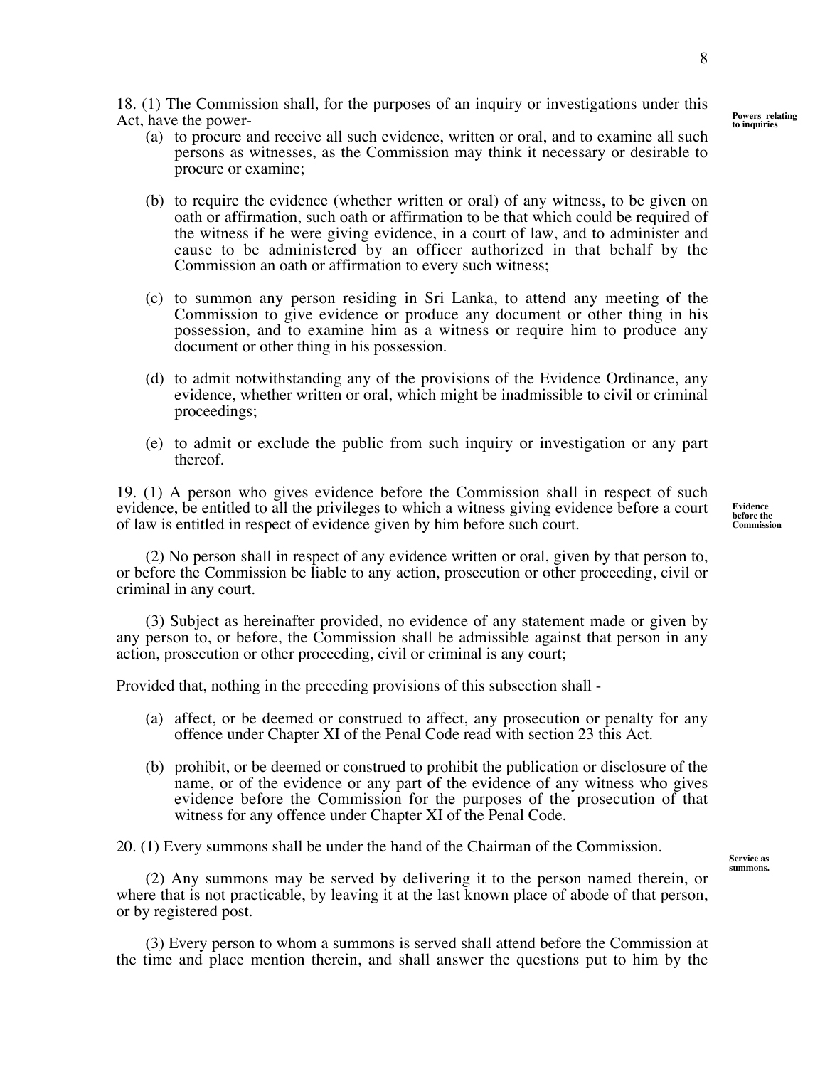18. (1) The Commission shall, for the purposes of an inquiry or investigations under this Act, have the power-

**Powers relating to inquiries**

(a) to procure and receive all such evidence, written or oral, and to examine all such persons as witnesses, as the Commission may think it necessary or desirable to procure or examine;

(b) to require the evidence (whether written or oral) of any witness, to be given on oath or affirmation, such oath or affirmation to be that which could be required of the witness if he were giving evidence, in a court of law, and to administer and cause to be administered by an officer authorized in that behalf by the Commission an oath or affirmation to every such witness;

(c) to summon any person residing in Sri Lanka, to attend any meeting of the Commission to give evidence or produce any document or other thing in his possession, and to examine him as a witness or require him to produce any document or other thing in his possession.

(d) to admit notwithstanding any of the provisions of the Evidence Ordinance, any evidence, whether written or oral, which might be inadmissible to civil or criminal proceedings;

(e) to admit or exclude the public from such inquiry or investigation or any part thereof.

19. (1) A person who gives evidence before the Commission shall in respect of such evidence, be entitled to all the privileges to which a witness giving evidence before a court of law is entitled in respect of evidence given by him before such court.

**Evidence before the Commission**

(2) No person shall in respect of any evidence written or oral, given by that person to, or before the Commission be liable to any action, prosecution or other proceeding, civil or criminal in any court.

(3) Subject as hereinafter provided, no evidence of any statement made or given by any person to, or before, the Commission shall be admissible against that person in any action, prosecution or other proceeding, civil or criminal is any court;

Provided that, nothing in the preceding provisions of this subsection shall -

(a) affect, or be deemed or construed to affect, any prosecution or penalty for any offence under Chapter XI of the Penal Code read with section 23 this Act.

(b) prohibit, or be deemed or construed to prohibit the publication or disclosure of the name, or of the evidence or any part of the evidence of any witness who gives evidence before the Commission for the purposes of the prosecution of that witness for any offence under Chapter XI of the Penal Code.

20. (1) Every summons shall be under the hand of the Chairman of the Commission.

**Service as summons.**

(2) Any summons may be served by delivering it to the person named therein, or where that is not practicable, by leaving it at the last known place of abode of that person, or by registered post.

(3) Every person to whom a summons is served shall attend before the Commission at the time and place mention therein, and shall answer the questions put to him by the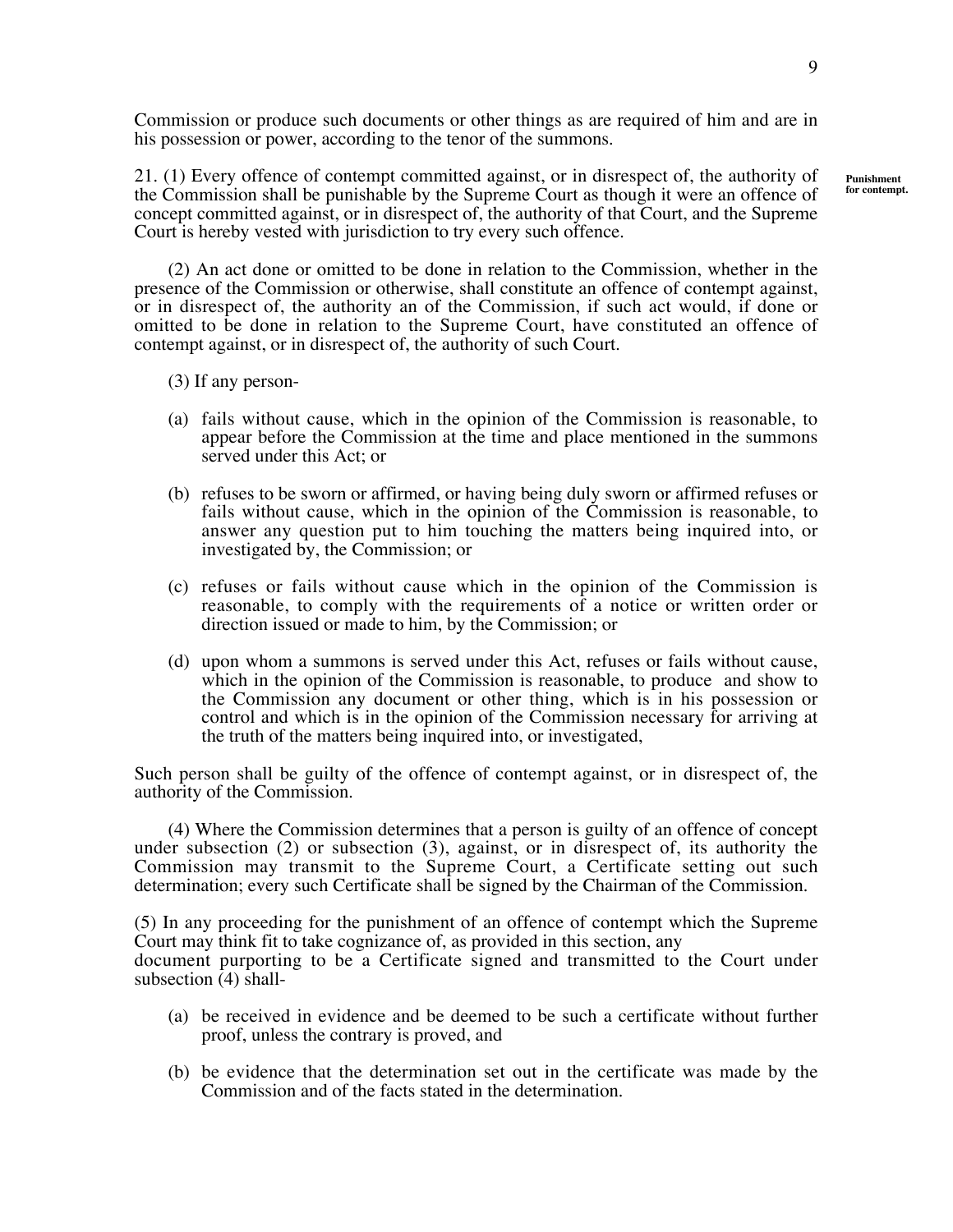Commission or produce such documents or other things as are required of him and are in his possession or power, according to the tenor of the summons.

**Punishment for contempt.**

21. (1) Every offence of contempt committed against, or in disrespect of, the authority of the Commission shall be punishable by the Supreme Court as though it were an offence of concept committed against, or in disrespect of, the authority of that Court, and the Supreme Court is hereby vested with jurisdiction to try every such offence.

(2) An act done or omitted to be done in relation to the Commission, whether in the presence of the Commission or otherwise, shall constitute an offence of contempt against, or in disrespect of, the authority an of the Commission, if such act would, if done or omitted to be done in relation to the Supreme Court, have constituted an offence of contempt against, or in disrespect of, the authority of such Court.

(3) If any person-

(a) fails without cause, which in the opinion of the Commission is reasonable, to appear before the Commission at the time and place mentioned in the summons served under this Act; or

(b) refuses to be sworn or affirmed, or having being duly sworn or affirmed refuses or fails without cause, which in the opinion of the Commission is reasonable, to answer any question put to him touching the matters being inquired into, or investigated by, the Commission; or

(c) refuses or fails without cause which in the opinion of the Commission is reasonable, to comply with the requirements of a notice or written order or direction issued or made to him, by the Commission; or

(d) upon whom a summons is served under this Act, refuses or fails without cause, which in the opinion of the Commission is reasonable, to produce and show to the Commission any document or other thing, which is in his possession or control and which is in the opinion of the Commission necessary for arriving at the truth of the matters being inquired into, or investigated,

Such person shall be guilty of the offence of contempt against, or in disrespect of, the authority of the Commission.

(4) Where the Commission determines that a person is guilty of an offence of concept under subsection (2) or subsection (3), against, or in disrespect of, its authority the Commission may transmit to the Supreme Court, a Certificate setting out such determination; every such Certificate shall be signed by the Chairman of the Commission.

(5) In any proceeding for the punishment of an offence of contempt which the Supreme Court may think fit to take cognizance of, as provided in this section, any document purporting to be a Certificate signed and transmitted to the Court under subsection (4) shall-

(a) be received in evidence and be deemed to be such a certificate without further proof, unless the contrary is proved, and

(b) be evidence that the determination set out in the certificate was made by the Commission and of the facts stated in the determination.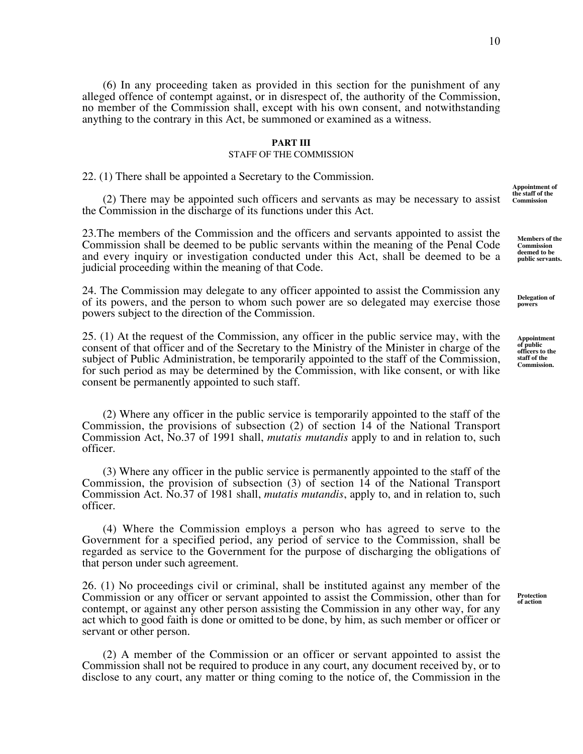(6) In any proceeding taken as provided in this section for the punishment of any alleged offence of contempt against, or in disrespect of, the authority of the Commission, no member of the Commission shall, except with his own consent, and notwithstanding anything to the contrary in this Act, be summoned or examined as a witness.

## PART III
### STAFF OF THE COMMISSION

**Appointment of the staff of the Commission**

22. (1) There shall be appointed a Secretary to the Commission.

(2) There may be appointed such officers and servants as may be necessary to assist the Commission in the discharge of its functions under this Act.

**Members of the Commission deemed to be public servants.**

23.The members of the Commission and the officers and servants appointed to assist the Commission shall be deemed to be public servants within the meaning of the Penal Code and every inquiry or investigation conducted under this Act, shall be deemed to be a judicial proceeding within the meaning of that Code.

**Delegation of powers**

24. The Commission may delegate to any officer appointed to assist the Commission any of its powers, and the person to whom such power are so delegated may exercise those powers subject to the direction of the Commission.

**Appointment of public officers to the staff of the Commission.**

25. (1) At the request of the Commission, any officer in the public service may, with the consent of that officer and of the Secretary to the Ministry of the Minister in charge of the subject of Public Administration, be temporarily appointed to the staff of the Commission, for such period as may be determined by the Commission, with like consent, or with like consent be permanently appointed to such staff.

(2) Where any officer in the public service is temporarily appointed to the staff of the Commission, the provisions of subsection (2) of section 14 of the National Transport Commission Act, No.37 of 1991 shall, *mutatis mutandis* apply to and in relation to, such officer.

(3) Where any officer in the public service is permanently appointed to the staff of the Commission, the provision of subsection (3) of section 14 of the National Transport Commission Act. No.37 of 1981 shall, *mutatis mutandis*, apply to, and in relation to, such officer.

(4) Where the Commission employs a person who has agreed to serve to the Government for a specified period, any period of service to the Commission, shall be regarded as service to the Government for the purpose of discharging the obligations of that person under such agreement.

**Protection of action**

26. (1) No proceedings civil or criminal, shall be instituted against any member of the Commission or any officer or servant appointed to assist the Commission, other than for contempt, or against any other person assisting the Commission in any other way, for any act which to good faith is done or omitted to be done, by him, as such member or officer or servant or other person.

(2) A member of the Commission or an officer or servant appointed to assist the Commission shall not be required to produce in any court, any document received by, or to disclose to any court, any matter or thing coming to the notice of, the Commission in the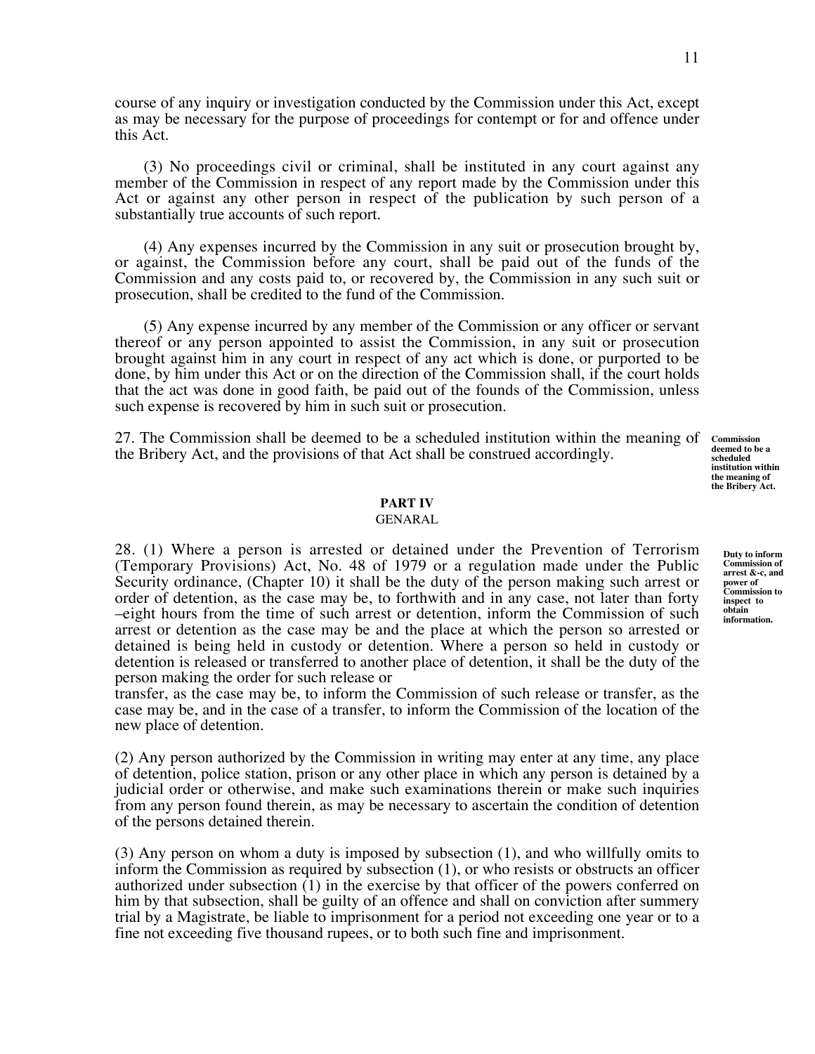course of any inquiry or investigation conducted by the Commission under this Act, except as may be necessary for the purpose of proceedings for contempt or for and offence under this Act.

(3) No proceedings civil or criminal, shall be instituted in any court against any member of the Commission in respect of any report made by the Commission under this Act or against any other person in respect of the publication by such person of a substantially true accounts of such report.

(4) Any expenses incurred by the Commission in any suit or prosecution brought by, or against, the Commission before any court, shall be paid out of the funds of the Commission and any costs paid to, or recovered by, the Commission in any such suit or prosecution, shall be credited to the fund of the Commission.

(5) Any expense incurred by any member of the Commission or any officer or servant thereof or any person appointed to assist the Commission, in any suit or prosecution brought against him in any court in respect of any act which is done, or purported to be done, by him under this Act or on the direction of the Commission shall, if the court holds that the act was done in good faith, be paid out of the founds of the Commission, unless such expense is recovered by him in such suit or prosecution.

**Commission deemed to be a scheduled institution within the meaning of the Bribery Act.**

27. The Commission shall be deemed to be a scheduled institution within the meaning of the Bribery Act, and the provisions of that Act shall be construed accordingly.

## PART IV
GENARAL

**Duty to inform Commission of arrest &-c, and power of Commission to inspect to obtain information.**

28. (1) Where a person is arrested or detained under the Prevention of Terrorism (Temporary Provisions) Act, No. 48 of 1979 or a regulation made under the Public Security ordinance, (Chapter 10) it shall be the duty of the person making such arrest or order of detention, as the case may be, to forthwith and in any case, not later than forty –eight hours from the time of such arrest or detention, inform the Commission of such arrest or detention as the case may be and the place at which the person so arrested or detained is being held in custody or detention. Where a person so held in custody or detention is released or transferred to another place of detention, it shall be the duty of the person making the order for such release or transfer, as the case may be, to inform the Commission of such release or transfer, as the case may be, and in the case of a transfer, to inform the Commission of the location of the new place of detention.

(2) Any person authorized by the Commission in writing may enter at any time, any place of detention, police station, prison or any other place in which any person is detained by a judicial order or otherwise, and make such examinations therein or make such inquiries from any person found therein, as may be necessary to ascertain the condition of detention of the persons detained therein.

(3) Any person on whom a duty is imposed by subsection (1), and who willfully omits to inform the Commission as required by subsection (1), or who resists or obstructs an officer authorized under subsection (1) in the exercise by that officer of the powers conferred on him by that subsection, shall be guilty of an offence and shall on conviction after summery trial by a Magistrate, be liable to imprisonment for a period not exceeding one year or to a fine not exceeding five thousand rupees, or to both such fine and imprisonment.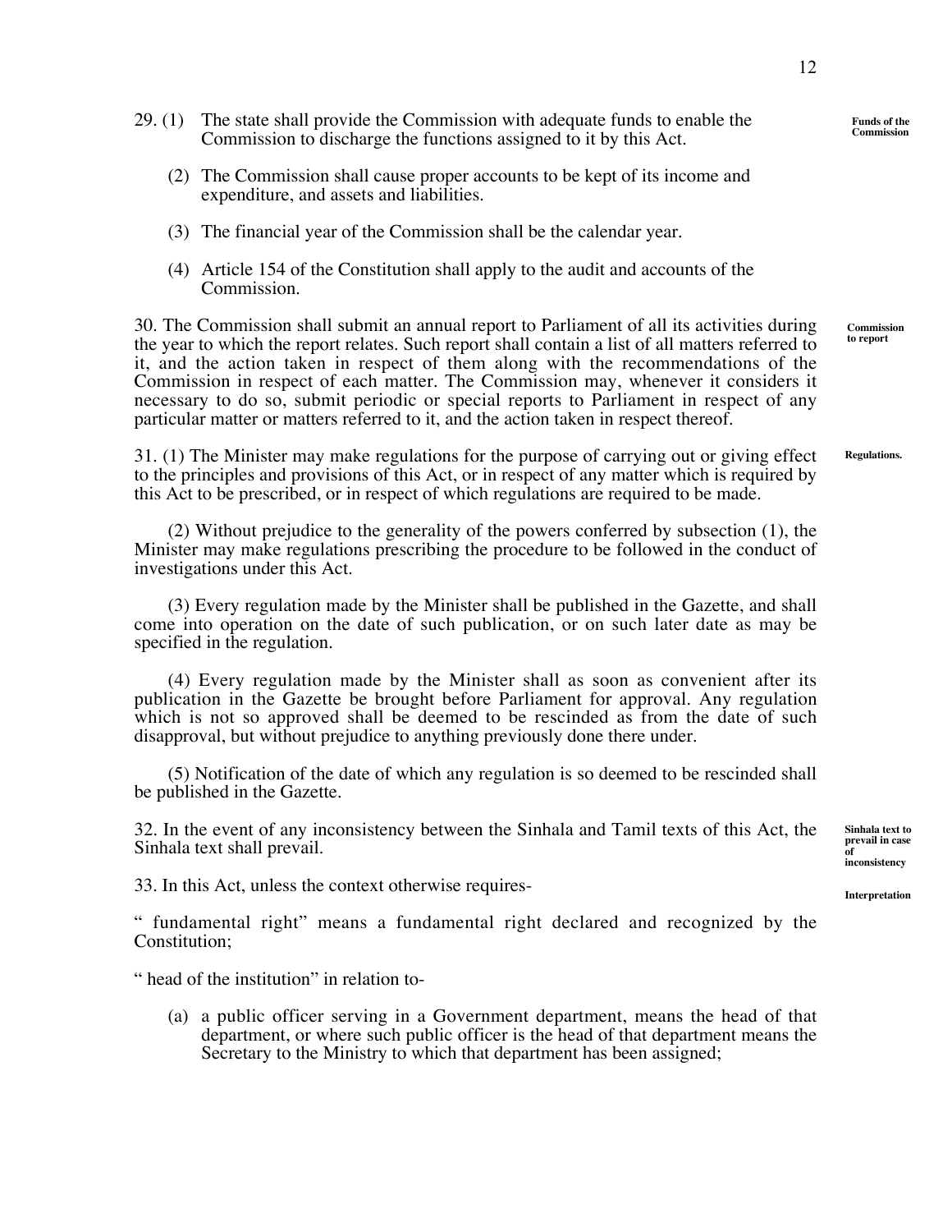29. (1) The state shall provide the Commission with adequate funds to enable the Commission to discharge the functions assigned to it by this Act.

**Funds of the Commission**

(2) The Commission shall cause proper accounts to be kept of its income and expenditure, and assets and liabilities.

(3) The financial year of the Commission shall be the calendar year.

(4) Article 154 of the Constitution shall apply to the audit and accounts of the Commission.

**Commission to report**

30. The Commission shall submit an annual report to Parliament of all its activities during the year to which the report relates. Such report shall contain a list of all matters referred to it, and the action taken in respect of them along with the recommendations of the Commission in respect of each matter. The Commission may, whenever it considers it necessary to do so, submit periodic or special reports to Parliament in respect of any particular matter or matters referred to it, and the action taken in respect thereof.

**Regulations.**

31. (1) The Minister may make regulations for the purpose of carrying out or giving effect to the principles and provisions of this Act, or in respect of any matter which is required by this Act to be prescribed, or in respect of which regulations are required to be made.

(2) Without prejudice to the generality of the powers conferred by subsection (1), the Minister may make regulations prescribing the procedure to be followed in the conduct of investigations under this Act.

(3) Every regulation made by the Minister shall be published in the Gazette, and shall come into operation on the date of such publication, or on such later date as may be specified in the regulation.

(4) Every regulation made by the Minister shall as soon as convenient after its publication in the Gazette be brought before Parliament for approval. Any regulation which is not so approved shall be deemed to be rescinded as from the date of such disapproval, but without prejudice to anything previously done there under.

(5) Notification of the date of which any regulation is so deemed to be rescinded shall be published in the Gazette.

**Sinhala text to prevail in case of inconsistency**

32. In the event of any inconsistency between the Sinhala and Tamil texts of this Act, the Sinhala text shall prevail.

**Interpretation**

33. In this Act, unless the context otherwise requires-

" fundamental right" means a fundamental right declared and recognized by the Constitution;

" head of the institution" in relation to-

(a) a public officer serving in a Government department, means the head of that department, or where such public officer is the head of that department means the Secretary to the Ministry to which that department has been assigned;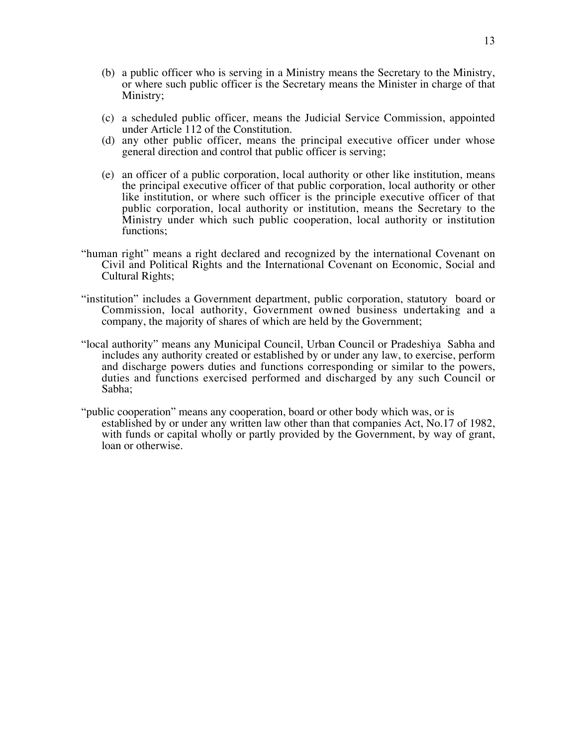(b) a public officer who is serving in a Ministry means the Secretary to the Ministry, or where such public officer is the Secretary means the Minister in charge of that Ministry;

(c) a scheduled public officer, means the Judicial Service Commission, appointed under Article 112 of the Constitution.

(d) any other public officer, means the principal executive officer under whose general direction and control that public officer is serving;

(e) an officer of a public corporation, local authority or other like institution, means the principal executive officer of that public corporation, local authority or other like institution, or where such officer is the principle executive officer of that public corporation, local authority or institution, means the Secretary to the Ministry under which such public cooperation, local authority or institution functions;

"human right" means a right declared and recognized by the international Covenant on Civil and Political Rights and the International Covenant on Economic, Social and Cultural Rights;

"institution" includes a Government department, public corporation, statutory board or Commission, local authority, Government owned business undertaking and a company, the majority of shares of which are held by the Government;

"local authority" means any Municipal Council, Urban Council or Pradeshiya Sabha and includes any authority created or established by or under any law, to exercise, perform and discharge powers duties and functions corresponding or similar to the powers, duties and functions exercised performed and discharged by any such Council or Sabha;

"public cooperation" means any cooperation, board or other body which was, or is established by or under any written law other than that companies Act, No.17 of 1982, with funds or capital wholly or partly provided by the Government, by way of grant, loan or otherwise.